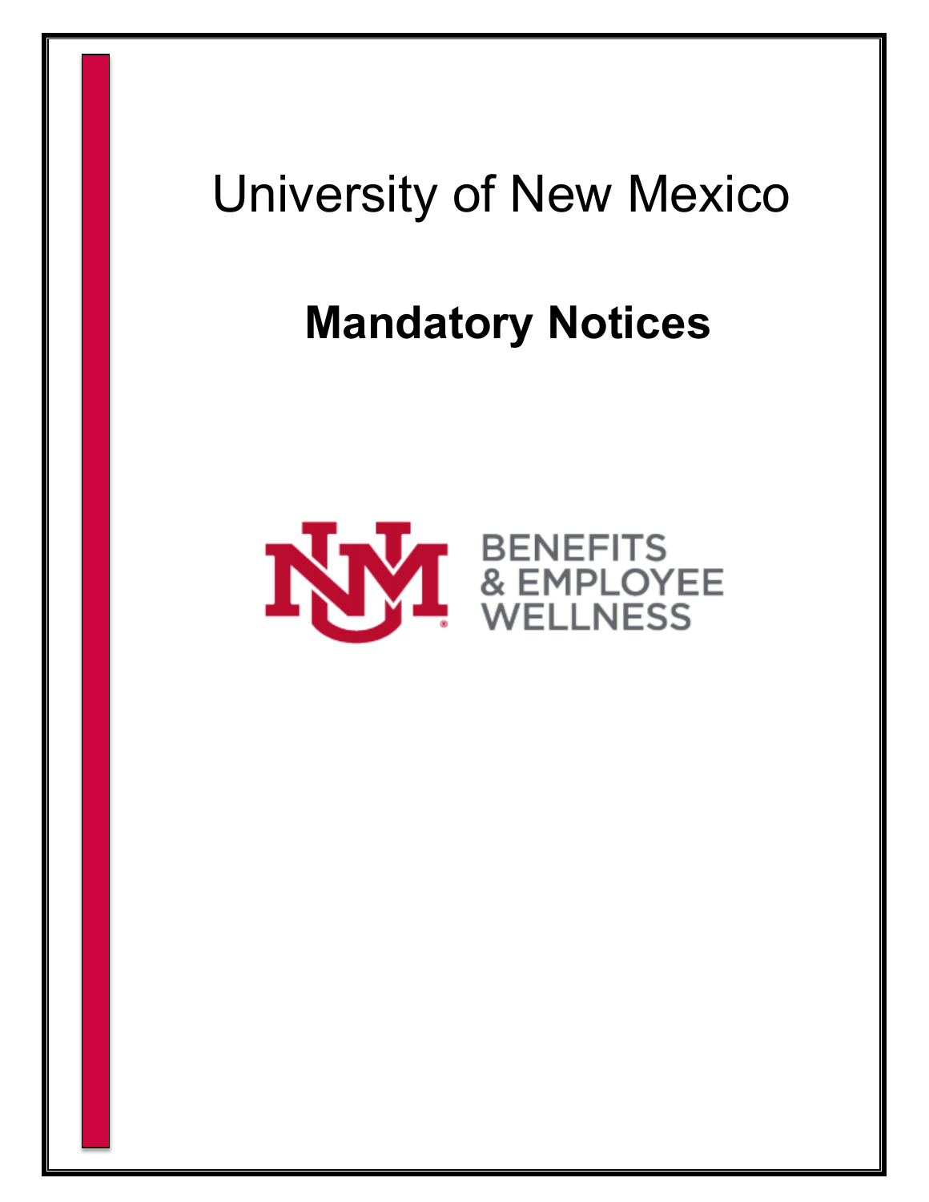# University of New Mexico

## Mandatory Notices

BENEFITS
& EMPLOYEE
WELLNESS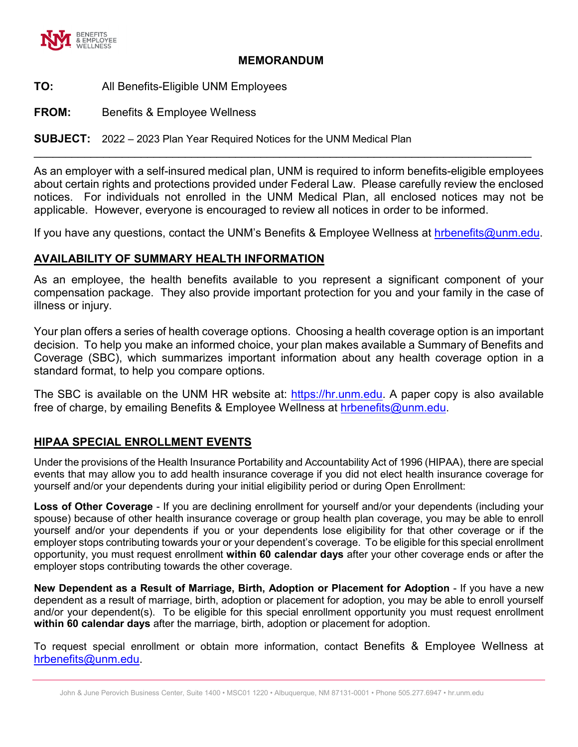## MEMORANDUM

**TO:** All Benefits-Eligible UNM Employees

**FROM:** Benefits & Employee Wellness

**SUBJECT:** 2022 – 2023 Plan Year Required Notices for the UNM Medical Plan

---

As an employer with a self-insured medical plan, UNM is required to inform benefits-eligible employees about certain rights and protections provided under Federal Law. Please carefully review the enclosed notices. For individuals not enrolled in the UNM Medical Plan, all enclosed notices may not be applicable. However, everyone is encouraged to review all notices in order to be informed.

If you have any questions, contact the UNM's Benefits & Employee Wellness at hrbenefits@unm.edu.

## AVAILABILITY OF SUMMARY HEALTH INFORMATION

As an employee, the health benefits available to you represent a significant component of your compensation package. They also provide important protection for you and your family in the case of illness or injury.

Your plan offers a series of health coverage options. Choosing a health coverage option is an important decision. To help you make an informed choice, your plan makes available a Summary of Benefits and Coverage (SBC), which summarizes important information about any health coverage option in a standard format, to help you compare options.

The SBC is available on the UNM HR website at: https://hr.unm.edu. A paper copy is also available free of charge, by emailing Benefits & Employee Wellness at hrbenefits@unm.edu.

## HIPAA SPECIAL ENROLLMENT EVENTS

Under the provisions of the Health Insurance Portability and Accountability Act of 1996 (HIPAA), there are special events that may allow you to add health insurance coverage if you did not elect health insurance coverage for yourself and/or your dependents during your initial eligibility period or during Open Enrollment:

**Loss of Other Coverage** - If you are declining enrollment for yourself and/or your dependents (including your spouse) because of other health insurance coverage or group health plan coverage, you may be able to enroll yourself and/or your dependents if you or your dependents lose eligibility for that other coverage or if the employer stops contributing towards your or your dependent's coverage. To be eligible for this special enrollment opportunity, you must request enrollment **within 60 calendar days** after your other coverage ends or after the employer stops contributing towards the other coverage.

**New Dependent as a Result of Marriage, Birth, Adoption or Placement for Adoption** - If you have a new dependent as a result of marriage, birth, adoption or placement for adoption, you may be able to enroll yourself and/or your dependent(s). To be eligible for this special enrollment opportunity you must request enrollment **within 60 calendar days** after the marriage, birth, adoption or placement for adoption.

To request special enrollment or obtain more information, contact Benefits & Employee Wellness at hrbenefits@unm.edu.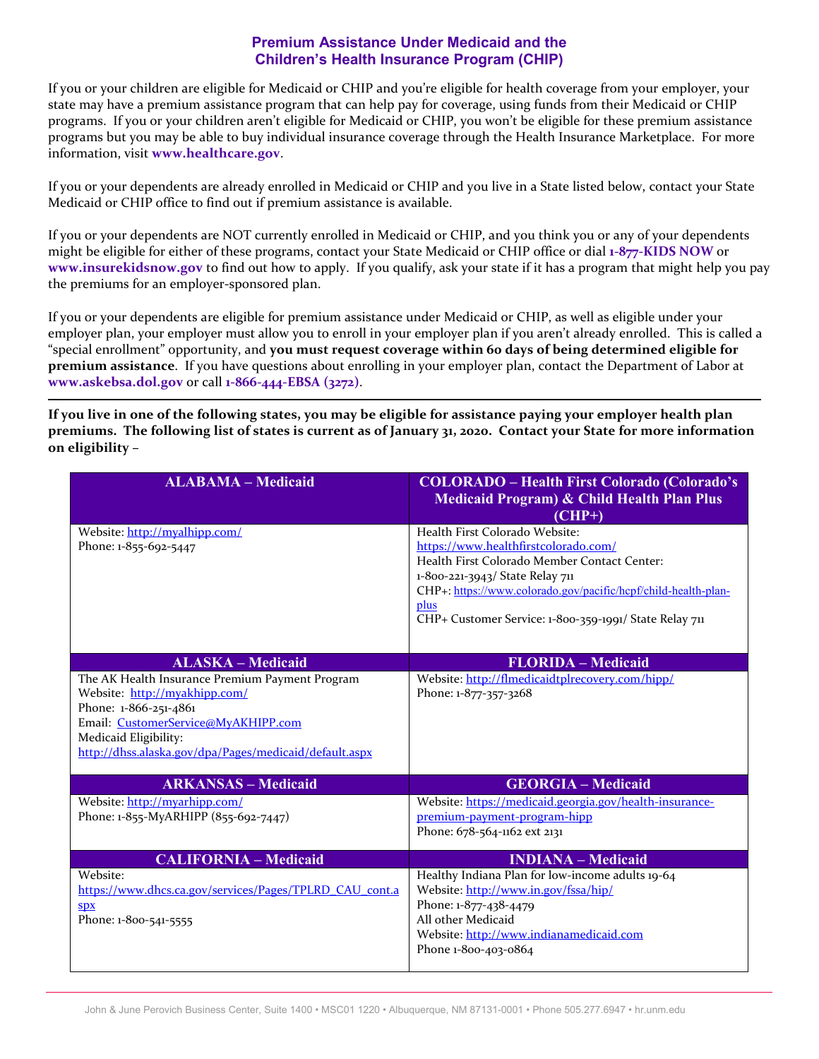## Premium Assistance Under Medicaid and the Children's Health Insurance Program (CHIP)

If you or your children are eligible for Medicaid or CHIP and you're eligible for health coverage from your employer, your state may have a premium assistance program that can help pay for coverage, using funds from their Medicaid or CHIP programs. If you or your children aren't eligible for Medicaid or CHIP, you won't be eligible for these premium assistance programs but you may be able to buy individual insurance coverage through the Health Insurance Marketplace. For more information, visit **www.healthcare.gov**.

If you or your dependents are already enrolled in Medicaid or CHIP and you live in a State listed below, contact your State Medicaid or CHIP office to find out if premium assistance is available.

If you or your dependents are NOT currently enrolled in Medicaid or CHIP, and you think you or any of your dependents might be eligible for either of these programs, contact your State Medicaid or CHIP office or dial **1-877-KIDS NOW** or **www.insurekidsnow.gov** to find out how to apply. If you qualify, ask your state if it has a program that might help you pay the premiums for an employer-sponsored plan.

If you or your dependents are eligible for premium assistance under Medicaid or CHIP, as well as eligible under your employer plan, your employer must allow you to enroll in your employer plan if you aren't already enrolled. This is called a "special enrollment" opportunity, and **you must request coverage within 60 days of being determined eligible for premium assistance**. If you have questions about enrolling in your employer plan, contact the Department of Labor at **www.askebsa.dol.gov** or call **1-866-444-EBSA (3272)**.

---

**If you live in one of the following states, you may be eligible for assistance paying your employer health plan premiums. The following list of states is current as of January 31, 2020. Contact your State for more information on eligibility –**

| ALABAMA – Medicaid | COLORADO – Health First Colorado (Colorado's Medicaid Program) & Child Health Plan Plus (CHP+) |
|---|---|
| Website: http://myalhipp.com/<br>Phone: 1-855-692-5447 | Health First Colorado Website: https://www.healthfirstcolorado.com/<br>Health First Colorado Member Contact Center: 1-800-221-3943/ State Relay 711<br>CHP+: https://www.colorado.gov/pacific/hcpf/child-health-plan-plus<br>CHP+ Customer Service: 1-800-359-1991/ State Relay 711 |
| **ALASKA – Medicaid** | **FLORIDA – Medicaid** |
| The AK Health Insurance Premium Payment Program<br>Website: http://myakhipp.com/<br>Phone: 1-866-251-4861<br>Email: CustomerService@MyAKHIPP.com<br>Medicaid Eligibility: http://dhss.alaska.gov/dpa/Pages/medicaid/default.aspx | Website: http://flmedicaidtplrecovery.com/hipp/<br>Phone: 1-877-357-3268 |
| **ARKANSAS – Medicaid** | **GEORGIA – Medicaid** |
| Website: http://myarhipp.com/<br>Phone: 1-855-MyARHIPP (855-692-7447) | Website: https://medicaid.georgia.gov/health-insurance-premium-payment-program-hipp<br>Phone: 678-564-1162 ext 2131 |
| **CALIFORNIA – Medicaid** | **INDIANA – Medicaid** |
| Website: https://www.dhcs.ca.gov/services/Pages/TPLRD_CAU_cont.aspx<br>Phone: 1-800-541-5555 | Healthy Indiana Plan for low-income adults 19-64<br>Website: http://www.in.gov/fssa/hip/<br>Phone: 1-877-438-4479<br>All other Medicaid<br>Website: http://www.indianamedicaid.com<br>Phone 1-800-403-0864 |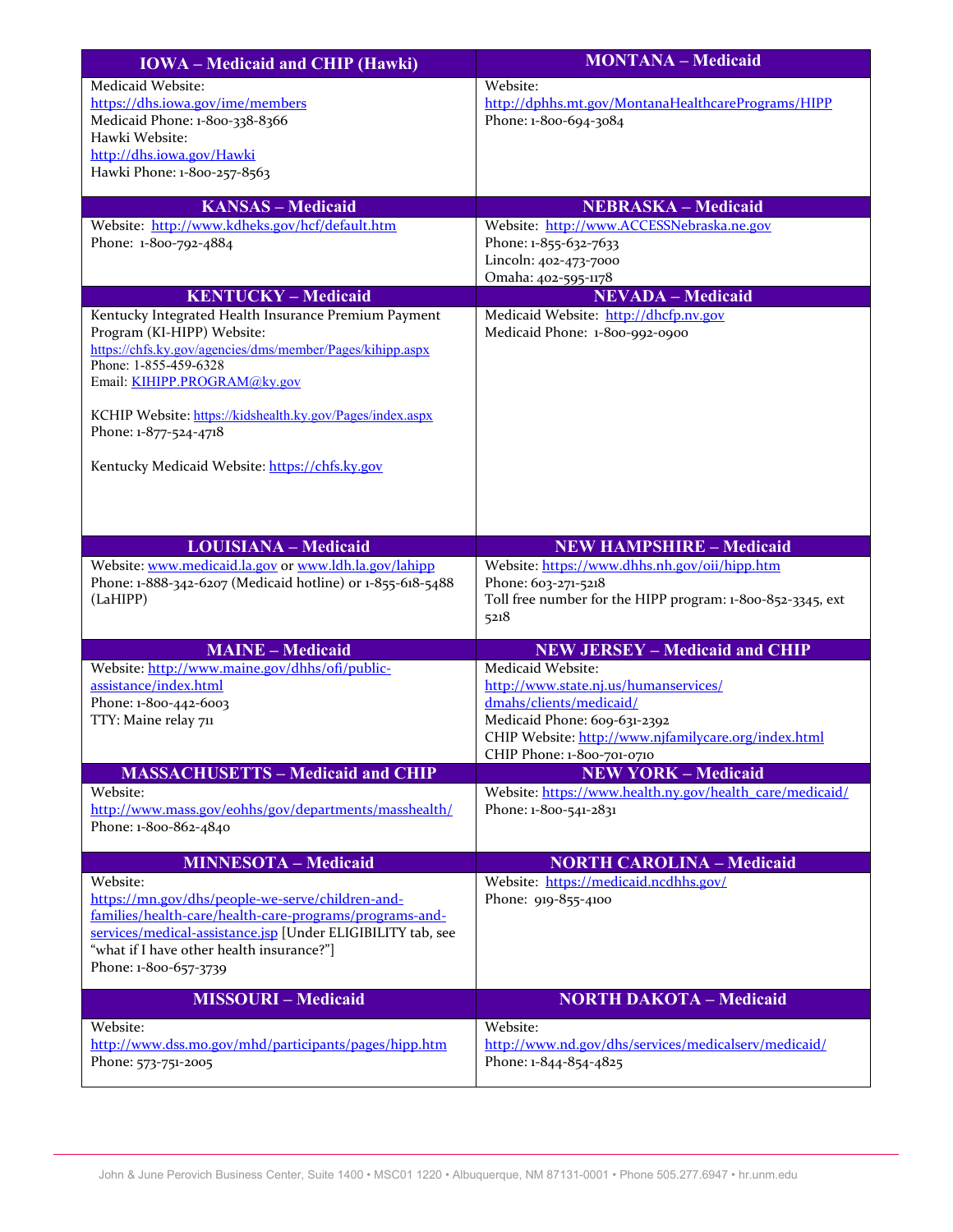| IOWA – Medicaid and CHIP (Hawki) | MONTANA – Medicaid |
|---|---|
| Medicaid Website: https://dhs.iowa.gov/ime/members<br>Medicaid Phone: 1-800-338-8366<br>Hawki Website: http://dhs.iowa.gov/Hawki<br>Hawki Phone: 1-800-257-8563 | Website: http://dphhs.mt.gov/MontanaHealthcarePrograms/HIPP<br>Phone: 1-800-694-3084 |
| **KANSAS – Medicaid** | **NEBRASKA – Medicaid** |
| Website: http://www.kdheks.gov/hcf/default.htm<br>Phone: 1-800-792-4884 | Website: http://www.ACCESSNebraska.ne.gov<br>Phone: 1-855-632-7633<br>Lincoln: 402-473-7000<br>Omaha: 402-595-1178 |
| **KENTUCKY – Medicaid** | **NEVADA – Medicaid** |
| Kentucky Integrated Health Insurance Premium Payment Program (KI-HIPP) Website: https://chfs.ky.gov/agencies/dms/member/Pages/kihipp.aspx<br>Phone: 1-855-459-6328<br>Email: KIHIPP.PROGRAM@ky.gov<br><br>KCHIP Website: https://kidshealth.ky.gov/Pages/index.aspx<br>Phone: 1-877-524-4718<br><br>Kentucky Medicaid Website: https://chfs.ky.gov | Medicaid Website: http://dhcfp.nv.gov<br>Medicaid Phone: 1-800-992-0900 |
| **LOUISIANA – Medicaid** | **NEW HAMPSHIRE – Medicaid** |
| Website: www.medicaid.la.gov or www.ldh.la.gov/lahipp<br>Phone: 1-888-342-6207 (Medicaid hotline) or 1-855-618-5488 (LaHIPP) | Website: https://www.dhhs.nh.gov/oii/hipp.htm<br>Phone: 603-271-5218<br>Toll free number for the HIPP program: 1-800-852-3345, ext 5218 |
| **MAINE – Medicaid** | **NEW JERSEY – Medicaid and CHIP** |
| Website: http://www.maine.gov/dhhs/ofi/public-assistance/index.html<br>Phone: 1-800-442-6003<br>TTY: Maine relay 711 | Medicaid Website: http://www.state.nj.us/humanservices/dmahs/clients/medicaid/<br>Medicaid Phone: 609-631-2392<br>CHIP Website: http://www.njfamilycare.org/index.html<br>CHIP Phone: 1-800-701-0710 |
| **MASSACHUSETTS – Medicaid and CHIP** | **NEW YORK – Medicaid** |
| Website: http://www.mass.gov/eohhs/gov/departments/masshealth/<br>Phone: 1-800-862-4840 | Website: https://www.health.ny.gov/health_care/medicaid/<br>Phone: 1-800-541-2831 |
| **MINNESOTA – Medicaid** | **NORTH CAROLINA – Medicaid** |
| Website: https://mn.gov/dhs/people-we-serve/children-and-families/health-care/health-care-programs/programs-and-services/medical-assistance.jsp [Under ELIGIBILITY tab, see "what if I have other health insurance?"]<br>Phone: 1-800-657-3739 | Website: https://medicaid.ncdhhs.gov/<br>Phone: 919-855-4100 |
| **MISSOURI – Medicaid** | **NORTH DAKOTA – Medicaid** |
| Website: http://www.dss.mo.gov/mhd/participants/pages/hipp.htm<br>Phone: 573-751-2005 | Website: http://www.nd.gov/dhs/services/medicalserv/medicaid/<br>Phone: 1-844-854-4825 |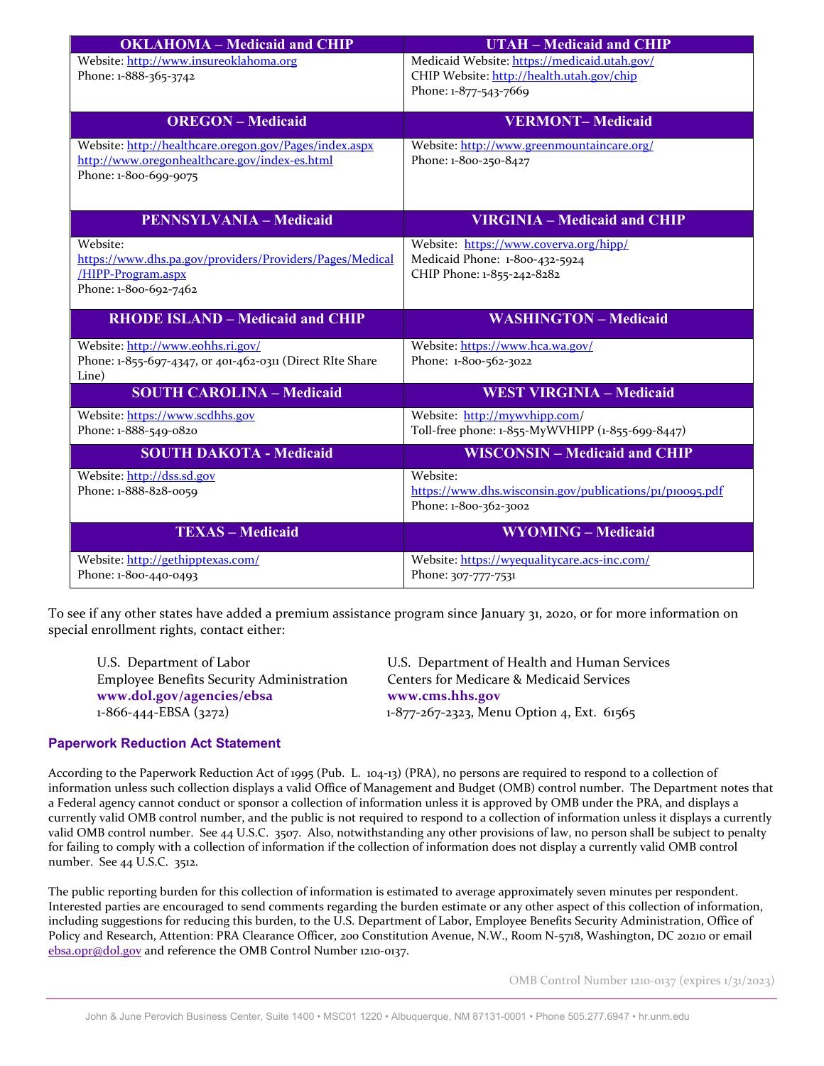| OKLAHOMA – Medicaid and CHIP | UTAH – Medicaid and CHIP |
|---|---|
| Website: http://www.insureoklahoma.org<br>Phone: 1-888-365-3742 | Medicaid Website: https://medicaid.utah.gov/<br>CHIP Website: http://health.utah.gov/chip<br>Phone: 1-877-543-7669 |
| **OREGON – Medicaid** | **VERMONT– Medicaid** |
| Website: http://healthcare.oregon.gov/Pages/index.aspx<br>http://www.oregonhealthcare.gov/index-es.html<br>Phone: 1-800-699-9075 | Website: http://www.greenmountaincare.org/<br>Phone: 1-800-250-8427 |
| **PENNSYLVANIA – Medicaid** | **VIRGINIA – Medicaid and CHIP** |
| Website: https://www.dhs.pa.gov/providers/Providers/Pages/Medical/HIPP-Program.aspx<br>Phone: 1-800-692-7462 | Website: https://www.coverva.org/hipp/<br>Medicaid Phone: 1-800-432-5924<br>CHIP Phone: 1-855-242-8282 |
| **RHODE ISLAND – Medicaid and CHIP** | **WASHINGTON – Medicaid** |
| Website: http://www.eohhs.ri.gov/<br>Phone: 1-855-697-4347, or 401-462-0311 (Direct RIte Share Line) | Website: https://www.hca.wa.gov/<br>Phone: 1-800-562-3022 |
| **SOUTH CAROLINA – Medicaid** | **WEST VIRGINIA – Medicaid** |
| Website: https://www.scdhhs.gov<br>Phone: 1-888-549-0820 | Website: http://mywvhipp.com/<br>Toll-free phone: 1-855-MyWVHIPP (1-855-699-8447) |
| **SOUTH DAKOTA - Medicaid** | **WISCONSIN – Medicaid and CHIP** |
| Website: http://dss.sd.gov<br>Phone: 1-888-828-0059 | Website: https://www.dhs.wisconsin.gov/publications/p1/p10095.pdf<br>Phone: 1-800-362-3002 |
| **TEXAS – Medicaid** | **WYOMING – Medicaid** |
| Website: http://gethipptexas.com/<br>Phone: 1-800-440-0493 | Website: https://wyequalitycare.acs-inc.com/<br>Phone: 307-777-7531 |

To see if any other states have added a premium assistance program since January 31, 2020, or for more information on special enrollment rights, contact either:

U.S. Department of Labor
Employee Benefits Security Administration
**www.dol.gov/agencies/ebsa**
1-866-444-EBSA (3272)

U.S. Department of Health and Human Services
Centers for Medicare & Medicaid Services
**www.cms.hhs.gov**
1-877-267-2323, Menu Option 4, Ext. 61565

## Paperwork Reduction Act Statement

According to the Paperwork Reduction Act of 1995 (Pub. L. 104-13) (PRA), no persons are required to respond to a collection of information unless such collection displays a valid Office of Management and Budget (OMB) control number. The Department notes that a Federal agency cannot conduct or sponsor a collection of information unless it is approved by OMB under the PRA, and displays a currently valid OMB control number, and the public is not required to respond to a collection of information unless it displays a currently valid OMB control number. See 44 U.S.C. 3507. Also, notwithstanding any other provisions of law, no person shall be subject to penalty for failing to comply with a collection of information if the collection of information does not display a currently valid OMB control number. See 44 U.S.C. 3512.

The public reporting burden for this collection of information is estimated to average approximately seven minutes per respondent. Interested parties are encouraged to send comments regarding the burden estimate or any other aspect of this collection of information, including suggestions for reducing this burden, to the U.S. Department of Labor, Employee Benefits Security Administration, Office of Policy and Research, Attention: PRA Clearance Officer, 200 Constitution Avenue, N.W., Room N-5718, Washington, DC 20210 or email ebsa.opr@dol.gov and reference the OMB Control Number 1210-0137.

OMB Control Number 1210-0137 (expires 1/31/2023)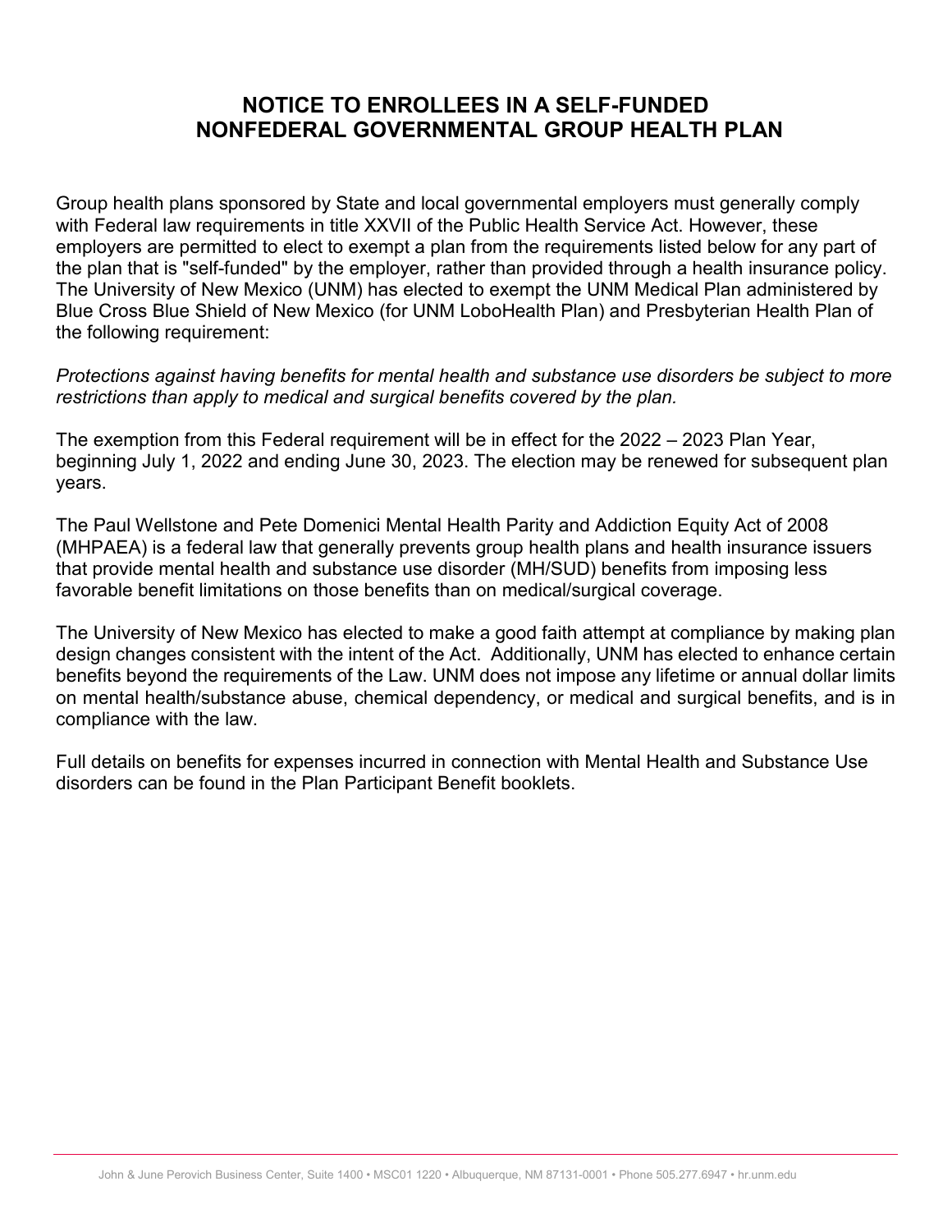# NOTICE TO ENROLLEES IN A SELF-FUNDED NONFEDERAL GOVERNMENTAL GROUP HEALTH PLAN

Group health plans sponsored by State and local governmental employers must generally comply with Federal law requirements in title XXVII of the Public Health Service Act. However, these employers are permitted to elect to exempt a plan from the requirements listed below for any part of the plan that is "self-funded" by the employer, rather than provided through a health insurance policy. The University of New Mexico (UNM) has elected to exempt the UNM Medical Plan administered by Blue Cross Blue Shield of New Mexico (for UNM LoboHealth Plan) and Presbyterian Health Plan of the following requirement:

*Protections against having benefits for mental health and substance use disorders be subject to more restrictions than apply to medical and surgical benefits covered by the plan.*

The exemption from this Federal requirement will be in effect for the 2022 – 2023 Plan Year, beginning July 1, 2022 and ending June 30, 2023. The election may be renewed for subsequent plan years.

The Paul Wellstone and Pete Domenici Mental Health Parity and Addiction Equity Act of 2008 (MHPAEA) is a federal law that generally prevents group health plans and health insurance issuers that provide mental health and substance use disorder (MH/SUD) benefits from imposing less favorable benefit limitations on those benefits than on medical/surgical coverage.

The University of New Mexico has elected to make a good faith attempt at compliance by making plan design changes consistent with the intent of the Act. Additionally, UNM has elected to enhance certain benefits beyond the requirements of the Law. UNM does not impose any lifetime or annual dollar limits on mental health/substance abuse, chemical dependency, or medical and surgical benefits, and is in compliance with the law.

Full details on benefits for expenses incurred in connection with Mental Health and Substance Use disorders can be found in the Plan Participant Benefit booklets.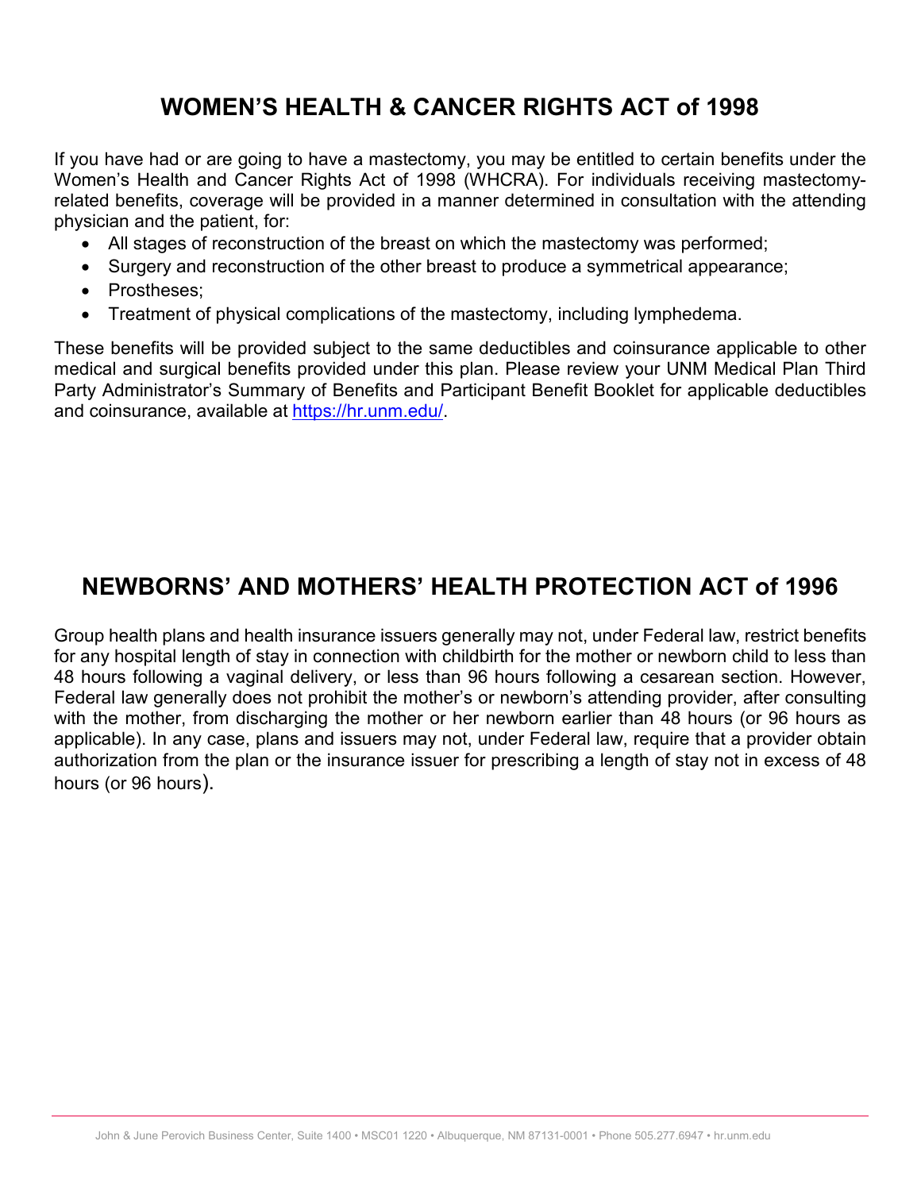# WOMEN'S HEALTH & CANCER RIGHTS ACT of 1998

If you have had or are going to have a mastectomy, you may be entitled to certain benefits under the Women's Health and Cancer Rights Act of 1998 (WHCRA). For individuals receiving mastectomy-related benefits, coverage will be provided in a manner determined in consultation with the attending physician and the patient, for:

- All stages of reconstruction of the breast on which the mastectomy was performed;
- Surgery and reconstruction of the other breast to produce a symmetrical appearance;
- Prostheses;
- Treatment of physical complications of the mastectomy, including lymphedema.

These benefits will be provided subject to the same deductibles and coinsurance applicable to other medical and surgical benefits provided under this plan. Please review your UNM Medical Plan Third Party Administrator's Summary of Benefits and Participant Benefit Booklet for applicable deductibles and coinsurance, available at https://hr.unm.edu/.

# NEWBORNS' AND MOTHERS' HEALTH PROTECTION ACT of 1996

Group health plans and health insurance issuers generally may not, under Federal law, restrict benefits for any hospital length of stay in connection with childbirth for the mother or newborn child to less than 48 hours following a vaginal delivery, or less than 96 hours following a cesarean section. However, Federal law generally does not prohibit the mother's or newborn's attending provider, after consulting with the mother, from discharging the mother or her newborn earlier than 48 hours (or 96 hours as applicable). In any case, plans and issuers may not, under Federal law, require that a provider obtain authorization from the plan or the insurance issuer for prescribing a length of stay not in excess of 48 hours (or 96 hours).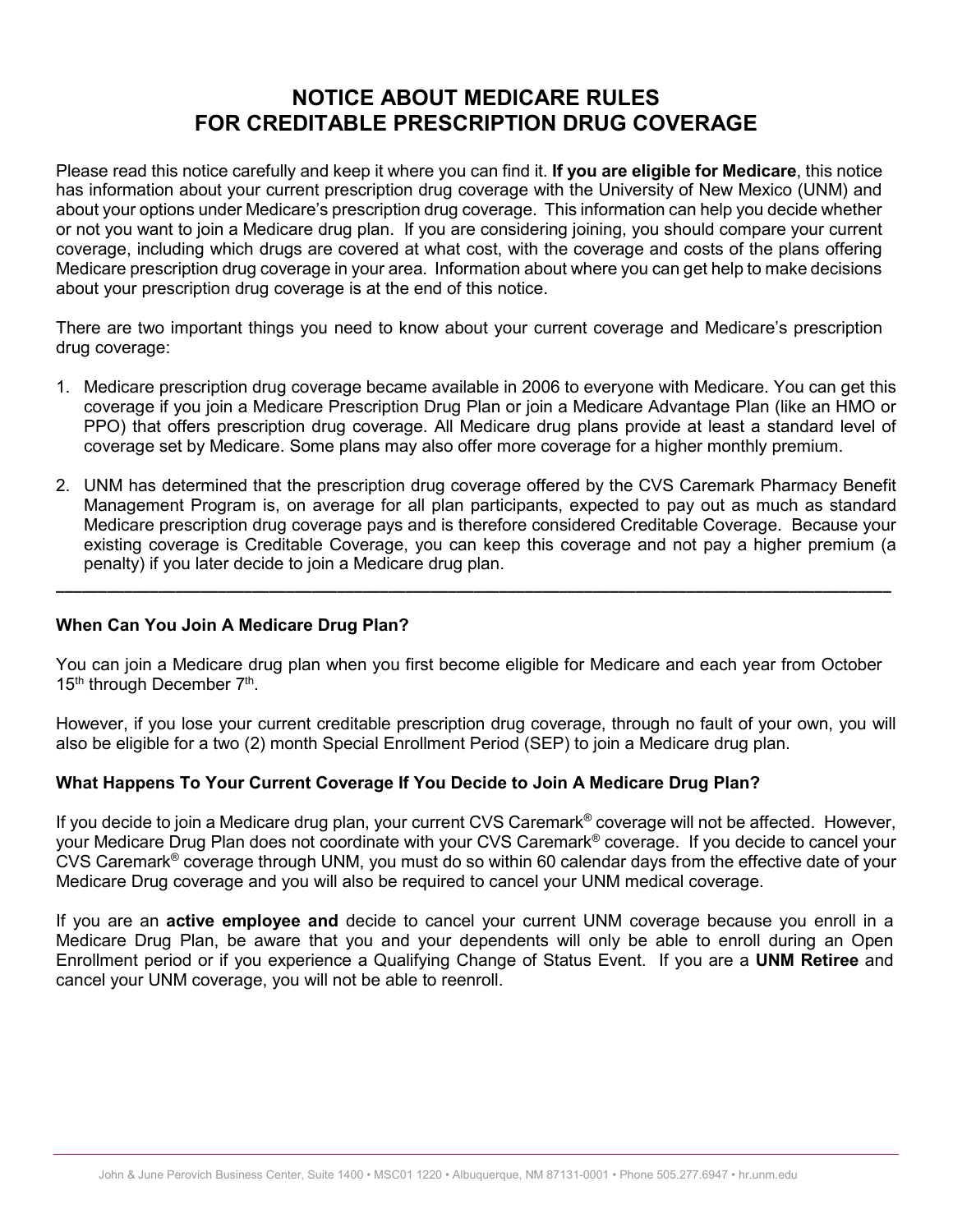# NOTICE ABOUT MEDICARE RULES FOR CREDITABLE PRESCRIPTION DRUG COVERAGE

Please read this notice carefully and keep it where you can find it. **If you are eligible for Medicare**, this notice has information about your current prescription drug coverage with the University of New Mexico (UNM) and about your options under Medicare's prescription drug coverage. This information can help you decide whether or not you want to join a Medicare drug plan. If you are considering joining, you should compare your current coverage, including which drugs are covered at what cost, with the coverage and costs of the plans offering Medicare prescription drug coverage in your area. Information about where you can get help to make decisions about your prescription drug coverage is at the end of this notice.

There are two important things you need to know about your current coverage and Medicare's prescription drug coverage:

1. Medicare prescription drug coverage became available in 2006 to everyone with Medicare. You can get this coverage if you join a Medicare Prescription Drug Plan or join a Medicare Advantage Plan (like an HMO or PPO) that offers prescription drug coverage. All Medicare drug plans provide at least a standard level of coverage set by Medicare. Some plans may also offer more coverage for a higher monthly premium.

2. UNM has determined that the prescription drug coverage offered by the CVS Caremark Pharmacy Benefit Management Program is, on average for all plan participants, expected to pay out as much as standard Medicare prescription drug coverage pays and is therefore considered Creditable Coverage. Because your existing coverage is Creditable Coverage, you can keep this coverage and not pay a higher premium (a penalty) if you later decide to join a Medicare drug plan.

---

**When Can You Join A Medicare Drug Plan?**

You can join a Medicare drug plan when you first become eligible for Medicare and each year from October 15th through December 7th.

However, if you lose your current creditable prescription drug coverage, through no fault of your own, you will also be eligible for a two (2) month Special Enrollment Period (SEP) to join a Medicare drug plan.

**What Happens To Your Current Coverage If You Decide to Join A Medicare Drug Plan?**

If you decide to join a Medicare drug plan, your current CVS Caremark® coverage will not be affected. However, your Medicare Drug Plan does not coordinate with your CVS Caremark® coverage. If you decide to cancel your CVS Caremark® coverage through UNM, you must do so within 60 calendar days from the effective date of your Medicare Drug coverage and you will also be required to cancel your UNM medical coverage.

If you are an **active employee and** decide to cancel your current UNM coverage because you enroll in a Medicare Drug Plan, be aware that you and your dependents will only be able to enroll during an Open Enrollment period or if you experience a Qualifying Change of Status Event. If you are a **UNM Retiree** and cancel your UNM coverage, you will not be able to reenroll.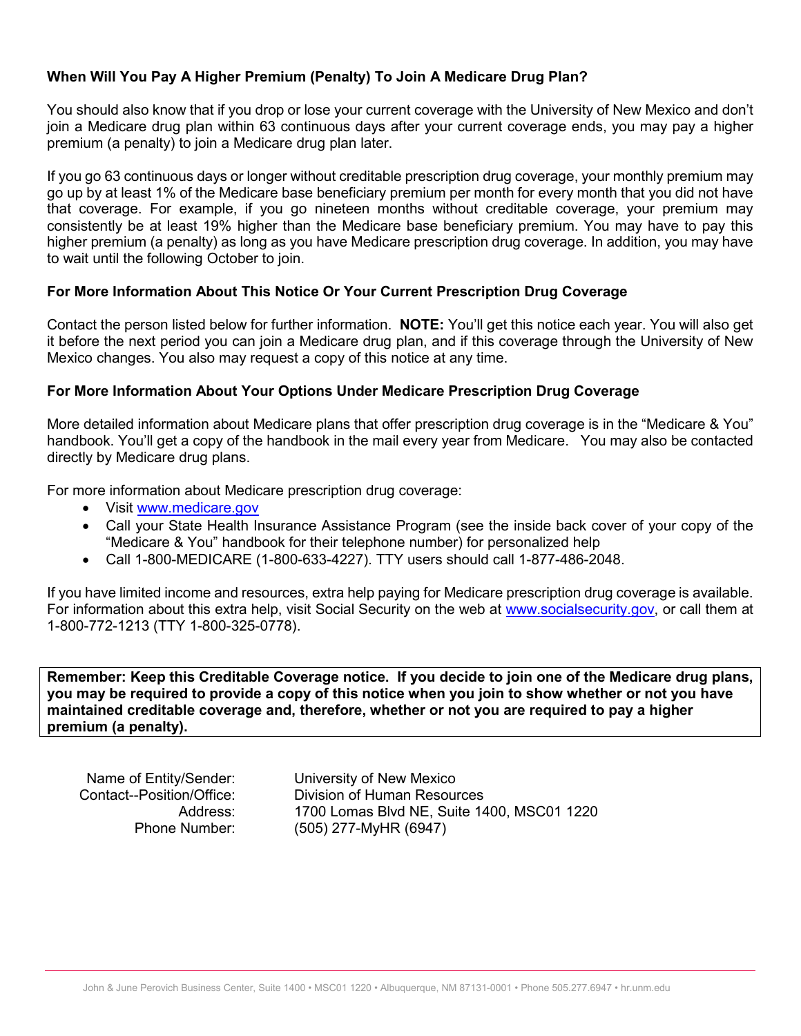**When Will You Pay A Higher Premium (Penalty) To Join A Medicare Drug Plan?**

You should also know that if you drop or lose your current coverage with the University of New Mexico and don't join a Medicare drug plan within 63 continuous days after your current coverage ends, you may pay a higher premium (a penalty) to join a Medicare drug plan later.

If you go 63 continuous days or longer without creditable prescription drug coverage, your monthly premium may go up by at least 1% of the Medicare base beneficiary premium per month for every month that you did not have that coverage. For example, if you go nineteen months without creditable coverage, your premium may consistently be at least 19% higher than the Medicare base beneficiary premium. You may have to pay this higher premium (a penalty) as long as you have Medicare prescription drug coverage. In addition, you may have to wait until the following October to join.

**For More Information About This Notice Or Your Current Prescription Drug Coverage**

Contact the person listed below for further information. **NOTE:** You'll get this notice each year. You will also get it before the next period you can join a Medicare drug plan, and if this coverage through the University of New Mexico changes. You also may request a copy of this notice at any time.

**For More Information About Your Options Under Medicare Prescription Drug Coverage**

More detailed information about Medicare plans that offer prescription drug coverage is in the "Medicare & You" handbook. You'll get a copy of the handbook in the mail every year from Medicare. You may also be contacted directly by Medicare drug plans.

For more information about Medicare prescription drug coverage:

- Visit www.medicare.gov
- Call your State Health Insurance Assistance Program (see the inside back cover of your copy of the "Medicare & You" handbook for their telephone number) for personalized help
- Call 1-800-MEDICARE (1-800-633-4227). TTY users should call 1-877-486-2048.

If you have limited income and resources, extra help paying for Medicare prescription drug coverage is available. For information about this extra help, visit Social Security on the web at www.socialsecurity.gov, or call them at 1-800-772-1213 (TTY 1-800-325-0778).

**Remember: Keep this Creditable Coverage notice. If you decide to join one of the Medicare drug plans, you may be required to provide a copy of this notice when you join to show whether or not you have maintained creditable coverage and, therefore, whether or not you are required to pay a higher premium (a penalty).**

| | |
|---|---|
| Name of Entity/Sender: | University of New Mexico |
| Contact--Position/Office: | Division of Human Resources |
| Address: | 1700 Lomas Blvd NE, Suite 1400, MSC01 1220 |
| Phone Number: | (505) 277-MyHR (6947) |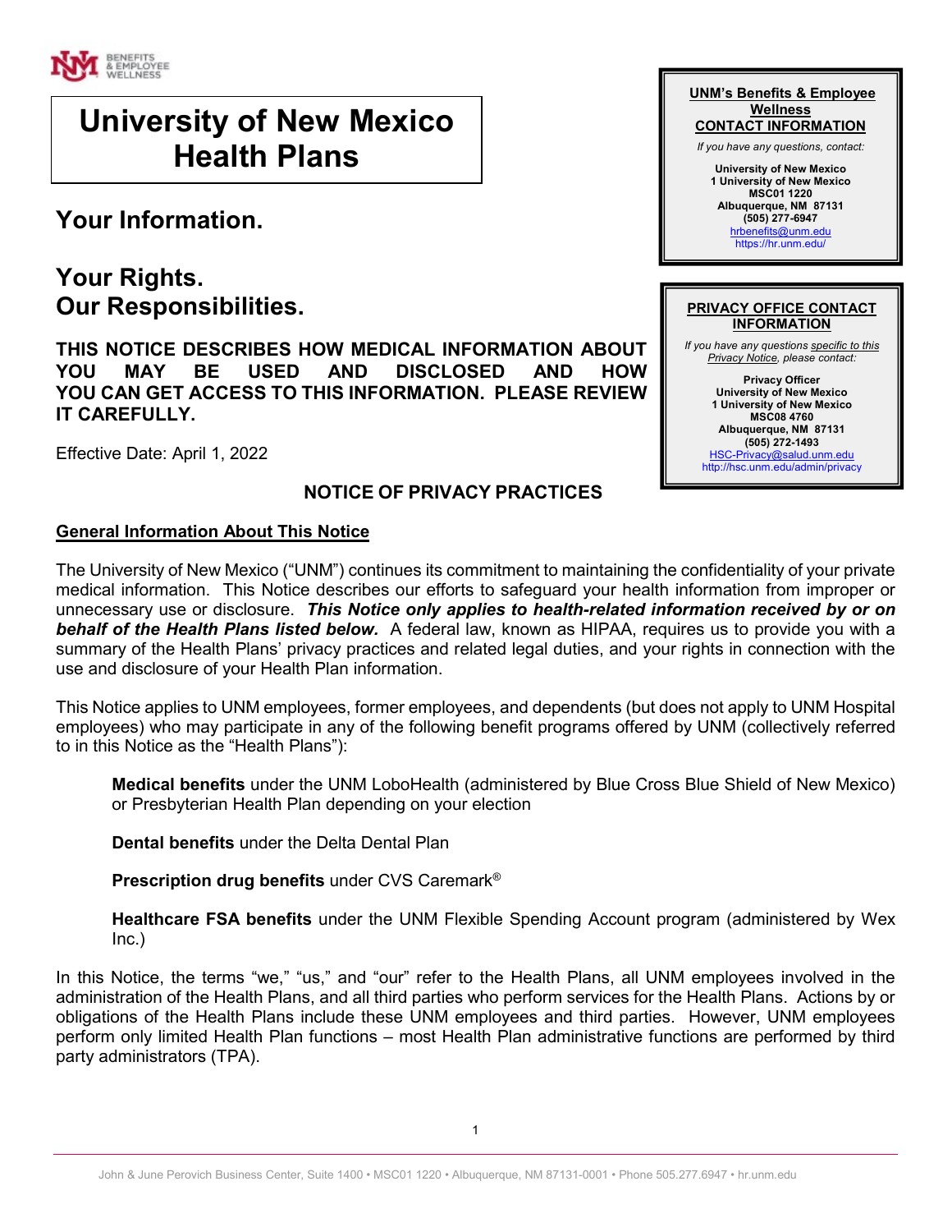BENEFITS & EMPLOYEE WELLNESS

# University of New Mexico Health Plans

## Your Information.

## Your Rights.
## Our Responsibilities.

**THIS NOTICE DESCRIBES HOW MEDICAL INFORMATION ABOUT YOU MAY BE USED AND DISCLOSED AND HOW YOU CAN GET ACCESS TO THIS INFORMATION. PLEASE REVIEW IT CAREFULLY.**

Effective Date: April 1, 2022

**UNM's Benefits & Employee Wellness CONTACT INFORMATION**

*If you have any questions, contact:*

**University of New Mexico**
**1 University of New Mexico**
**MSC01 1220**
**Albuquerque, NM 87131**
**(505) 277-6947**
hrbenefits@unm.edu
https://hr.unm.edu/

**PRIVACY OFFICE CONTACT INFORMATION**

*If you have any questions specific to this Privacy Notice, please contact:*

**Privacy Officer**
**University of New Mexico**
**1 University of New Mexico**
**MSC08 4760**
**Albuquerque, NM 87131**
**(505) 272-1493**
HSC-Privacy@salud.unm.edu
http://hsc.unm.edu/admin/privacy

### NOTICE OF PRIVACY PRACTICES

#### General Information About This Notice

The University of New Mexico ("UNM") continues its commitment to maintaining the confidentiality of your private medical information. This Notice describes our efforts to safeguard your health information from improper or unnecessary use or disclosure. ***This Notice only applies to health-related information received by or on behalf of the Health Plans listed below.*** A federal law, known as HIPAA, requires us to provide you with a summary of the Health Plans' privacy practices and related legal duties, and your rights in connection with the use and disclosure of your Health Plan information.

This Notice applies to UNM employees, former employees, and dependents (but does not apply to UNM Hospital employees) who may participate in any of the following benefit programs offered by UNM (collectively referred to in this Notice as the "Health Plans"):

**Medical benefits** under the UNM LoboHealth (administered by Blue Cross Blue Shield of New Mexico) or Presbyterian Health Plan depending on your election

**Dental benefits** under the Delta Dental Plan

**Prescription drug benefits** under CVS Caremark®

**Healthcare FSA benefits** under the UNM Flexible Spending Account program (administered by Wex Inc.)

In this Notice, the terms "we," "us," and "our" refer to the Health Plans, all UNM employees involved in the administration of the Health Plans, and all third parties who perform services for the Health Plans. Actions by or obligations of the Health Plans include these UNM employees and third parties. However, UNM employees perform only limited Health Plan functions – most Health Plan administrative functions are performed by third party administrators (TPA).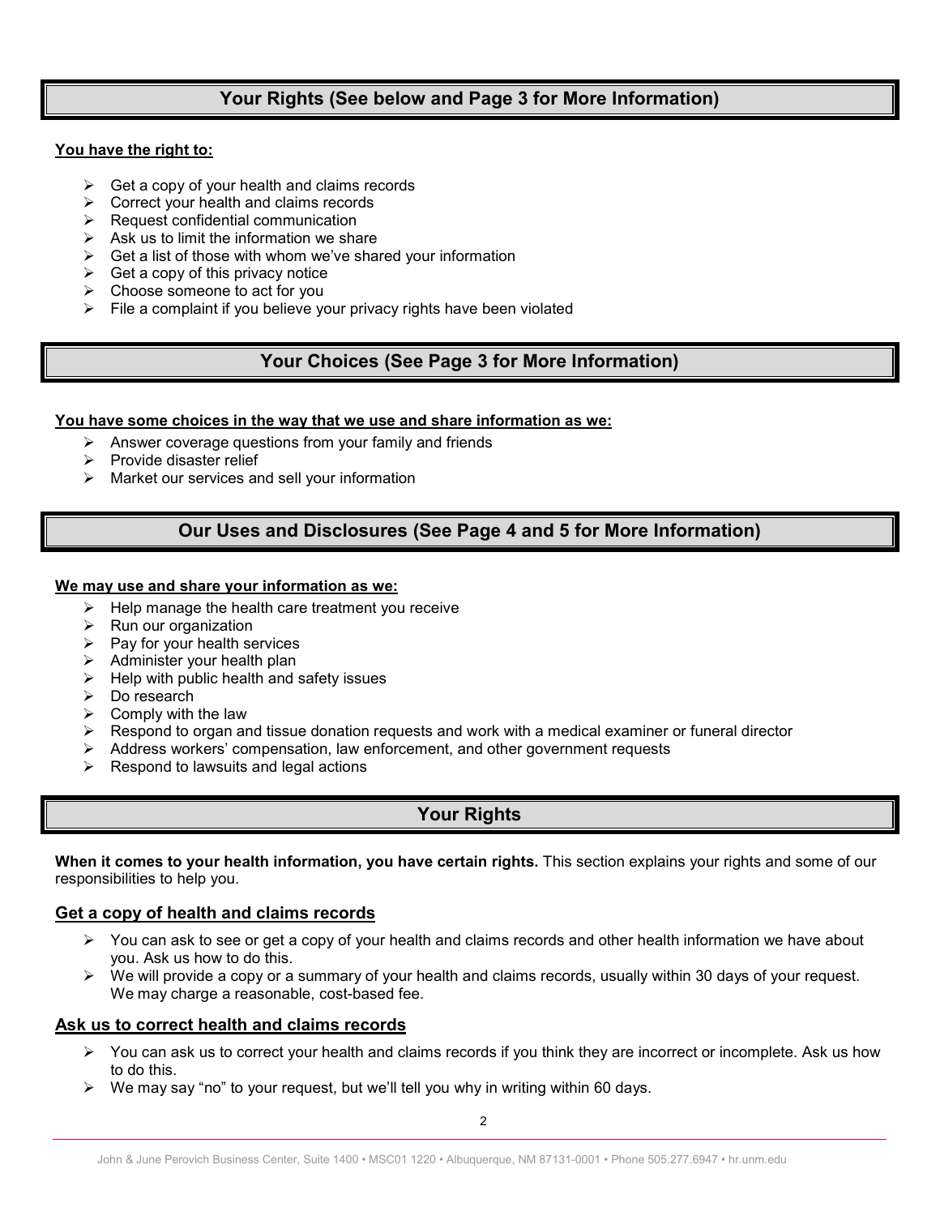## Your Rights (See below and Page 3 for More Information)

**You have the right to:**

- Get a copy of your health and claims records
- Correct your health and claims records
- Request confidential communication
- Ask us to limit the information we share
- Get a list of those with whom we've shared your information
- Get a copy of this privacy notice
- Choose someone to act for you
- File a complaint if you believe your privacy rights have been violated

## Your Choices (See Page 3 for More Information)

**You have some choices in the way that we use and share information as we:**

- Answer coverage questions from your family and friends
- Provide disaster relief
- Market our services and sell your information

## Our Uses and Disclosures (See Page 4 and 5 for More Information)

**We may use and share your information as we:**

- Help manage the health care treatment you receive
- Run our organization
- Pay for your health services
- Administer your health plan
- Help with public health and safety issues
- Do research
- Comply with the law
- Respond to organ and tissue donation requests and work with a medical examiner or funeral director
- Address workers' compensation, law enforcement, and other government requests
- Respond to lawsuits and legal actions

## Your Rights

**When it comes to your health information, you have certain rights.** This section explains your rights and some of our responsibilities to help you.

### Get a copy of health and claims records

- You can ask to see or get a copy of your health and claims records and other health information we have about you. Ask us how to do this.
- We will provide a copy or a summary of your health and claims records, usually within 30 days of your request. We may charge a reasonable, cost-based fee.

### Ask us to correct health and claims records

- You can ask us to correct your health and claims records if you think they are incorrect or incomplete. Ask us how to do this.
- We may say "no" to your request, but we'll tell you why in writing within 60 days.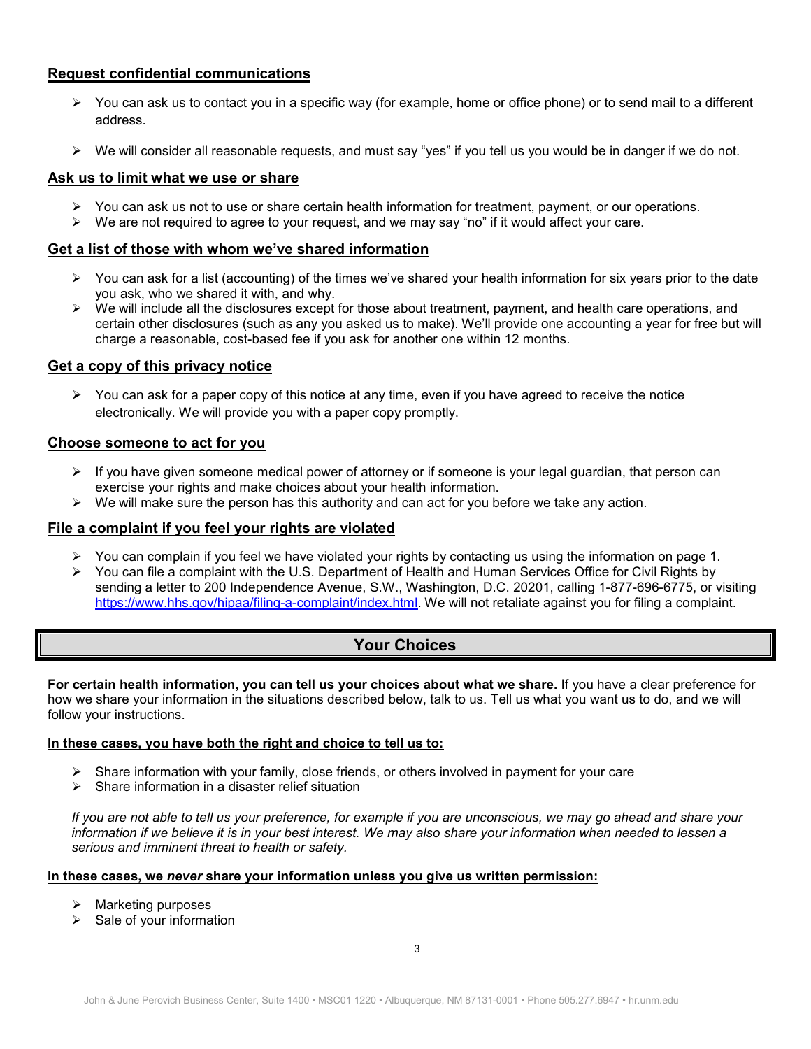### Request confidential communications

- You can ask us to contact you in a specific way (for example, home or office phone) or to send mail to a different address.
- We will consider all reasonable requests, and must say "yes" if you tell us you would be in danger if we do not.

### Ask us to limit what we use or share

- You can ask us not to use or share certain health information for treatment, payment, or our operations.
- We are not required to agree to your request, and we may say "no" if it would affect your care.

### Get a list of those with whom we've shared information

- You can ask for a list (accounting) of the times we've shared your health information for six years prior to the date you ask, who we shared it with, and why.
- We will include all the disclosures except for those about treatment, payment, and health care operations, and certain other disclosures (such as any you asked us to make). We'll provide one accounting a year for free but will charge a reasonable, cost-based fee if you ask for another one within 12 months.

### Get a copy of this privacy notice

- You can ask for a paper copy of this notice at any time, even if you have agreed to receive the notice electronically. We will provide you with a paper copy promptly.

### Choose someone to act for you

- If you have given someone medical power of attorney or if someone is your legal guardian, that person can exercise your rights and make choices about your health information.
- We will make sure the person has this authority and can act for you before we take any action.

### File a complaint if you feel your rights are violated

- You can complain if you feel we have violated your rights by contacting us using the information on page 1.
- You can file a complaint with the U.S. Department of Health and Human Services Office for Civil Rights by sending a letter to 200 Independence Avenue, S.W., Washington, D.C. 20201, calling 1-877-696-6775, or visiting https://www.hhs.gov/hipaa/filing-a-complaint/index.html. We will not retaliate against you for filing a complaint.

## Your Choices

**For certain health information, you can tell us your choices about what we share.** If you have a clear preference for how we share your information in the situations described below, talk to us. Tell us what you want us to do, and we will follow your instructions.

**In these cases, you have both the right and choice to tell us to:**

- Share information with your family, close friends, or others involved in payment for your care
- Share information in a disaster relief situation

*If you are not able to tell us your preference, for example if you are unconscious, we may go ahead and share your information if we believe it is in your best interest. We may also share your information when needed to lessen a serious and imminent threat to health or safety.*

**In these cases, we *never* share your information unless you give us written permission:**

- Marketing purposes
- Sale of your information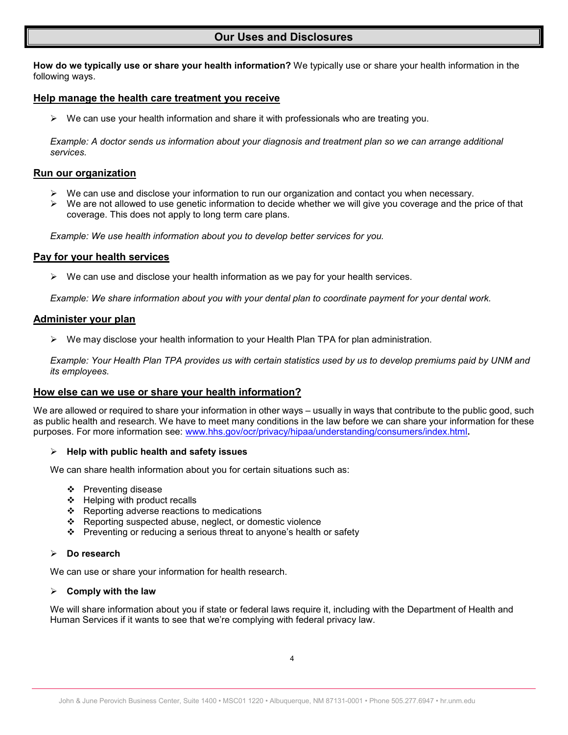## Our Uses and Disclosures

**How do we typically use or share your health information?** We typically use or share your health information in the following ways.

### Help manage the health care treatment you receive

- We can use your health information and share it with professionals who are treating you.

*Example: A doctor sends us information about your diagnosis and treatment plan so we can arrange additional services.*

### Run our organization

- We can use and disclose your information to run our organization and contact you when necessary.
- We are not allowed to use genetic information to decide whether we will give you coverage and the price of that coverage. This does not apply to long term care plans.

*Example: We use health information about you to develop better services for you.*

### Pay for your health services

- We can use and disclose your health information as we pay for your health services.

*Example: We share information about you with your dental plan to coordinate payment for your dental work.*

### Administer your plan

- We may disclose your health information to your Health Plan TPA for plan administration.

*Example: Your Health Plan TPA provides us with certain statistics used by us to develop premiums paid by UNM and its employees.*

### How else can we use or share your health information?

We are allowed or required to share your information in other ways – usually in ways that contribute to the public good, such as public health and research. We have to meet many conditions in the law before we can share your information for these purposes. For more information see: [www.hhs.gov/ocr/privacy/hipaa/understanding/consumers/index.html](http://www.hhs.gov/ocr/privacy/hipaa/understanding/consumers/index.html)**.**

- **Help with public health and safety issues**

We can share health information about you for certain situations such as:

- Preventing disease
- Helping with product recalls
- Reporting adverse reactions to medications
- Reporting suspected abuse, neglect, or domestic violence
- Preventing or reducing a serious threat to anyone's health or safety

- **Do research**

We can use or share your information for health research.

- **Comply with the law**

We will share information about you if state or federal laws require it, including with the Department of Health and Human Services if it wants to see that we're complying with federal privacy law.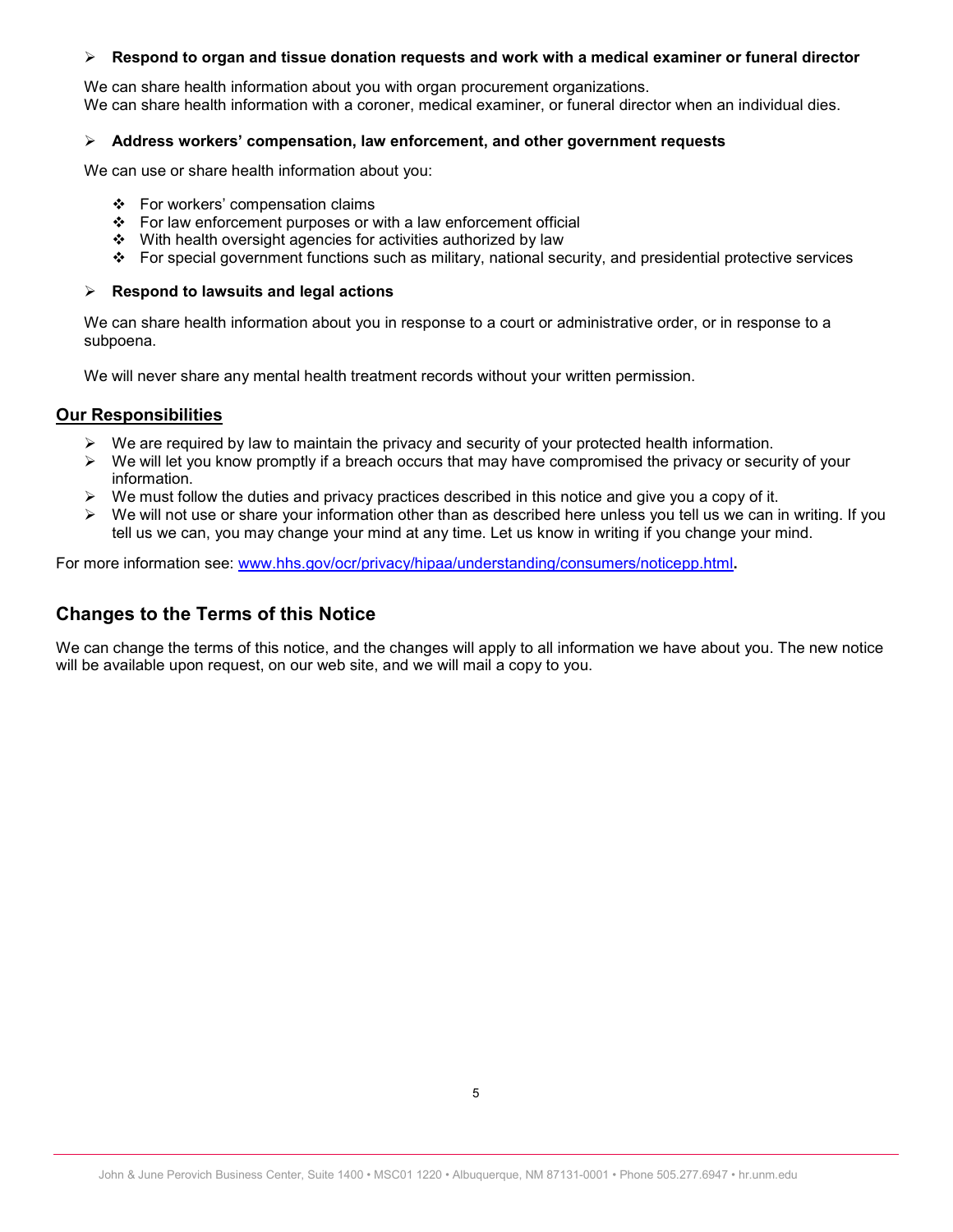- **Respond to organ and tissue donation requests and work with a medical examiner or funeral director**

  We can share health information about you with organ procurement organizations.
  We can share health information with a coroner, medical examiner, or funeral director when an individual dies.

- **Address workers' compensation, law enforcement, and other government requests**

  We can use or share health information about you:

  - For workers' compensation claims
  - For law enforcement purposes or with a law enforcement official
  - With health oversight agencies for activities authorized by law
  - For special government functions such as military, national security, and presidential protective services

- **Respond to lawsuits and legal actions**

  We can share health information about you in response to a court or administrative order, or in response to a subpoena.

  We will never share any mental health treatment records without your written permission.

### Our Responsibilities

- We are required by law to maintain the privacy and security of your protected health information.
- We will let you know promptly if a breach occurs that may have compromised the privacy or security of your information.
- We must follow the duties and privacy practices described in this notice and give you a copy of it.
- We will not use or share your information other than as described here unless you tell us we can in writing. If you tell us we can, you may change your mind at any time. Let us know in writing if you change your mind.

For more information see: [www.hhs.gov/ocr/privacy/hipaa/understanding/consumers/noticepp.html](http://www.hhs.gov/ocr/privacy/hipaa/understanding/consumers/noticepp.html).

## Changes to the Terms of this Notice

We can change the terms of this notice, and the changes will apply to all information we have about you. The new notice will be available upon request, on our web site, and we will mail a copy to you.